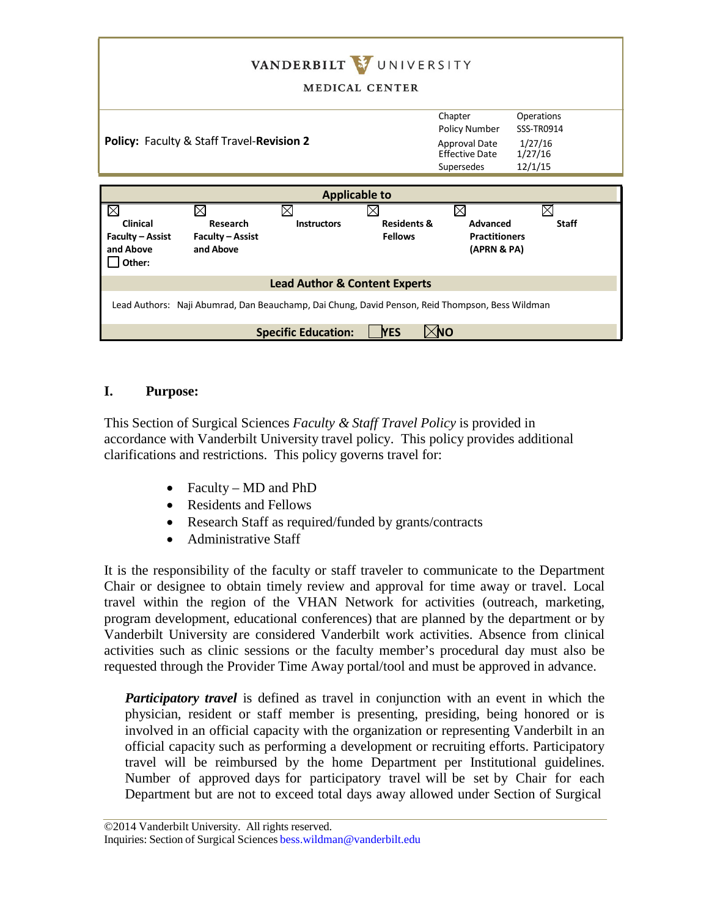VANDERBILT UNIVERSITY
MEDICAL CENTER

| **Policy:** Faculty & Staff Travel-**Revision 2** | Chapter | Operations |
|---|---|---|
| | Policy Number | SSS-TR0914 |
| | Approval Date | 1/27/16 |
| | Effective Date | 1/27/16 |
| | Supersedes | 12/1/15 |

| **Applicable to** | | | | | |
|---|---|---|---|---|---|
| ☒ **Clinical Faculty – Assist and Above** | ☒ **Research Faculty – Assist and Above** | ☒ **Instructors** | ☒ **Residents & Fellows** | ☒ **Advanced Practitioners (APRN & PA)** | ☒ **Staff** |
| ☐ **Other:** | | | | | |

**Lead Author & Content Experts**

Lead Authors: Naji Abumrad, Dan Beauchamp, Dai Chung, David Penson, Reid Thompson, Bess Wildman

**Specific Education:** ☐ **YES** ☒ **NO**

## I. Purpose:

This Section of Surgical Sciences *Faculty & Staff Travel Policy* is provided in accordance with Vanderbilt University travel policy. This policy provides additional clarifications and restrictions. This policy governs travel for:

- Faculty – MD and PhD
- Residents and Fellows
- Research Staff as required/funded by grants/contracts
- Administrative Staff

It is the responsibility of the faculty or staff traveler to communicate to the Department Chair or designee to obtain timely review and approval for time away or travel. Local travel within the region of the VHAN Network for activities (outreach, marketing, program development, educational conferences) that are planned by the department or by Vanderbilt University are considered Vanderbilt work activities. Absence from clinical activities such as clinic sessions or the faculty member's procedural day must also be requested through the Provider Time Away portal/tool and must be approved in advance.

> ***Participatory travel*** is defined as travel in conjunction with an event in which the physician, resident or staff member is presenting, presiding, being honored or is involved in an official capacity with the organization or representing Vanderbilt in an official capacity such as performing a development or recruiting efforts. Participatory travel will be reimbursed by the home Department per Institutional guidelines. Number of approved days for participatory travel will be set by Chair for each Department but are not to exceed total days away allowed under Section of Surgical

©2014 Vanderbilt University. All rights reserved.
Inquiries: Section of Surgical Sciences bess.wildman@vanderbilt.edu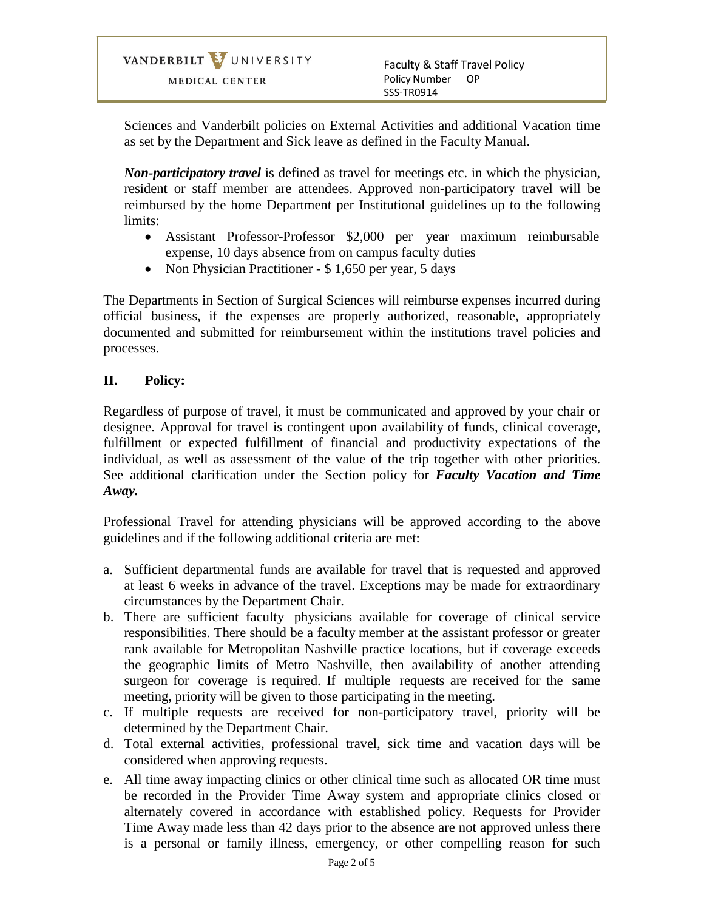Sciences and Vanderbilt policies on External Activities and additional Vacation time as set by the Department and Sick leave as defined in the Faculty Manual.

***Non-participatory travel*** is defined as travel for meetings etc. in which the physician, resident or staff member are attendees. Approved non-participatory travel will be reimbursed by the home Department per Institutional guidelines up to the following limits:

- Assistant Professor-Professor $2,000 per year maximum reimbursable expense, 10 days absence from on campus faculty duties
- Non Physician Practitioner - $ 1,650 per year, 5 days

The Departments in Section of Surgical Sciences will reimburse expenses incurred during official business, if the expenses are properly authorized, reasonable, appropriately documented and submitted for reimbursement within the institutions travel policies and processes.

## II. Policy:

Regardless of purpose of travel, it must be communicated and approved by your chair or designee. Approval for travel is contingent upon availability of funds, clinical coverage, fulfillment or expected fulfillment of financial and productivity expectations of the individual, as well as assessment of the value of the trip together with other priorities. See additional clarification under the Section policy for ***Faculty Vacation and Time Away.***

Professional Travel for attending physicians will be approved according to the above guidelines and if the following additional criteria are met:

a. Sufficient departmental funds are available for travel that is requested and approved at least 6 weeks in advance of the travel. Exceptions may be made for extraordinary circumstances by the Department Chair.
b. There are sufficient faculty physicians available for coverage of clinical service responsibilities. There should be a faculty member at the assistant professor or greater rank available for Metropolitan Nashville practice locations, but if coverage exceeds the geographic limits of Metro Nashville, then availability of another attending surgeon for coverage is required. If multiple requests are received for the same meeting, priority will be given to those participating in the meeting.
c. If multiple requests are received for non-participatory travel, priority will be determined by the Department Chair.
d. Total external activities, professional travel, sick time and vacation days will be considered when approving requests.
e. All time away impacting clinics or other clinical time such as allocated OR time must be recorded in the Provider Time Away system and appropriate clinics closed or alternately covered in accordance with established policy. Requests for Provider Time Away made less than 42 days prior to the absence are not approved unless there is a personal or family illness, emergency, or other compelling reason for such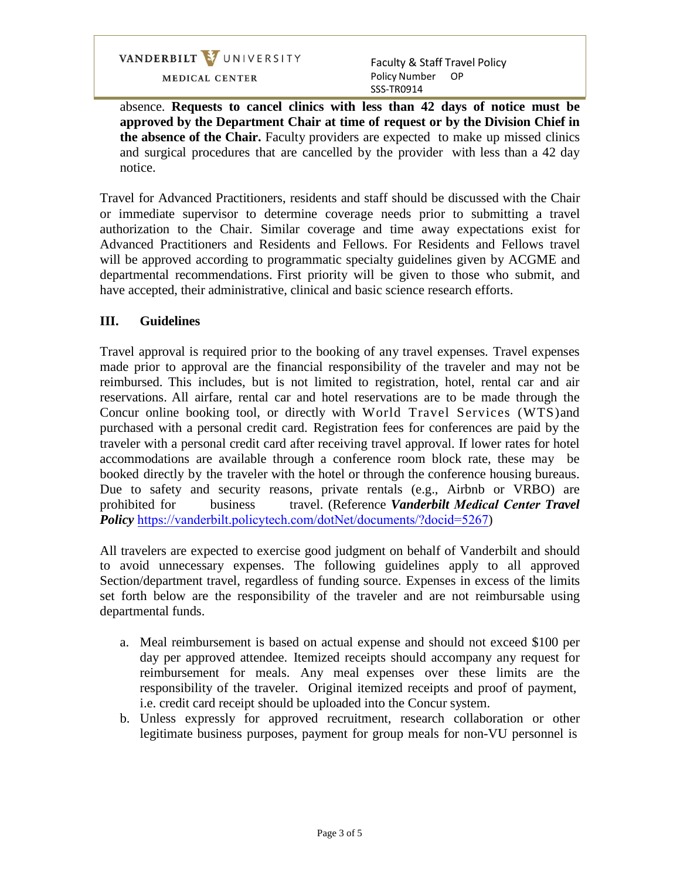absence. **Requests to cancel clinics with less than 42 days of notice must be approved by the Department Chair at time of request or by the Division Chief in the absence of the Chair.** Faculty providers are expected to make up missed clinics and surgical procedures that are cancelled by the provider with less than a 42 day notice.

Travel for Advanced Practitioners, residents and staff should be discussed with the Chair or immediate supervisor to determine coverage needs prior to submitting a travel authorization to the Chair. Similar coverage and time away expectations exist for Advanced Practitioners and Residents and Fellows. For Residents and Fellows travel will be approved according to programmatic specialty guidelines given by ACGME and departmental recommendations. First priority will be given to those who submit, and have accepted, their administrative, clinical and basic science research efforts.

## III. Guidelines

Travel approval is required prior to the booking of any travel expenses. Travel expenses made prior to approval are the financial responsibility of the traveler and may not be reimbursed. This includes, but is not limited to registration, hotel, rental car and air reservations. All airfare, rental car and hotel reservations are to be made through the Concur online booking tool, or directly with World Travel Services (WTS)and purchased with a personal credit card. Registration fees for conferences are paid by the traveler with a personal credit card after receiving travel approval. If lower rates for hotel accommodations are available through a conference room block rate, these may be booked directly by the traveler with the hotel or through the conference housing bureaus. Due to safety and security reasons, private rentals (e.g., Airbnb or VRBO) are prohibited for business travel. (Reference ***Vanderbilt Medical Center Travel Policy*** https://vanderbilt.policytech.com/dotNet/documents/?docid=5267)

All travelers are expected to exercise good judgment on behalf of Vanderbilt and should to avoid unnecessary expenses. The following guidelines apply to all approved Section/department travel, regardless of funding source. Expenses in excess of the limits set forth below are the responsibility of the traveler and are not reimbursable using departmental funds.

a. Meal reimbursement is based on actual expense and should not exceed $100 per day per approved attendee. Itemized receipts should accompany any request for reimbursement for meals. Any meal expenses over these limits are the responsibility of the traveler. Original itemized receipts and proof of payment, i.e. credit card receipt should be uploaded into the Concur system.
b. Unless expressly for approved recruitment, research collaboration or other legitimate business purposes, payment for group meals for non-VU personnel is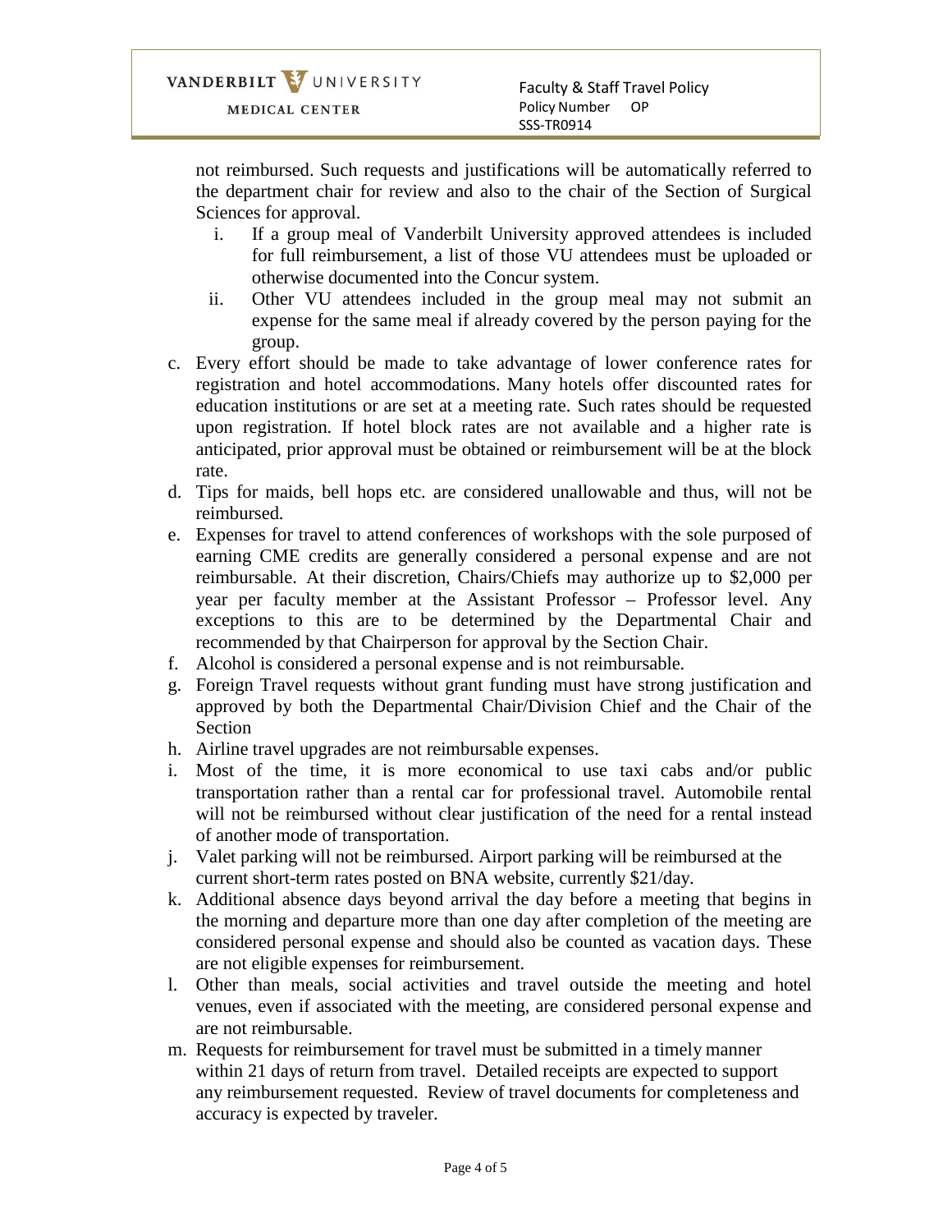not reimbursed. Such requests and justifications will be automatically referred to the department chair for review and also to the chair of the Section of Surgical Sciences for approval.

   i. If a group meal of Vanderbilt University approved attendees is included for full reimbursement, a list of those VU attendees must be uploaded or otherwise documented into the Concur system.
   ii. Other VU attendees included in the group meal may not submit an expense for the same meal if already covered by the person paying for the group.

c. Every effort should be made to take advantage of lower conference rates for registration and hotel accommodations. Many hotels offer discounted rates for education institutions or are set at a meeting rate. Such rates should be requested upon registration. If hotel block rates are not available and a higher rate is anticipated, prior approval must be obtained or reimbursement will be at the block rate.
d. Tips for maids, bell hops etc. are considered unallowable and thus, will not be reimbursed.
e. Expenses for travel to attend conferences of workshops with the sole purposed of earning CME credits are generally considered a personal expense and are not reimbursable. At their discretion, Chairs/Chiefs may authorize up to $2,000 per year per faculty member at the Assistant Professor – Professor level. Any exceptions to this are to be determined by the Departmental Chair and recommended by that Chairperson for approval by the Section Chair.
f. Alcohol is considered a personal expense and is not reimbursable.
g. Foreign Travel requests without grant funding must have strong justification and approved by both the Departmental Chair/Division Chief and the Chair of the Section
h. Airline travel upgrades are not reimbursable expenses.
i. Most of the time, it is more economical to use taxi cabs and/or public transportation rather than a rental car for professional travel. Automobile rental will not be reimbursed without clear justification of the need for a rental instead of another mode of transportation.
j. Valet parking will not be reimbursed. Airport parking will be reimbursed at the current short-term rates posted on BNA website, currently $21/day.
k. Additional absence days beyond arrival the day before a meeting that begins in the morning and departure more than one day after completion of the meeting are considered personal expense and should also be counted as vacation days. These are not eligible expenses for reimbursement.
l. Other than meals, social activities and travel outside the meeting and hotel venues, even if associated with the meeting, are considered personal expense and are not reimbursable.
m. Requests for reimbursement for travel must be submitted in a timely manner within 21 days of return from travel. Detailed receipts are expected to support any reimbursement requested. Review of travel documents for completeness and accuracy is expected by traveler.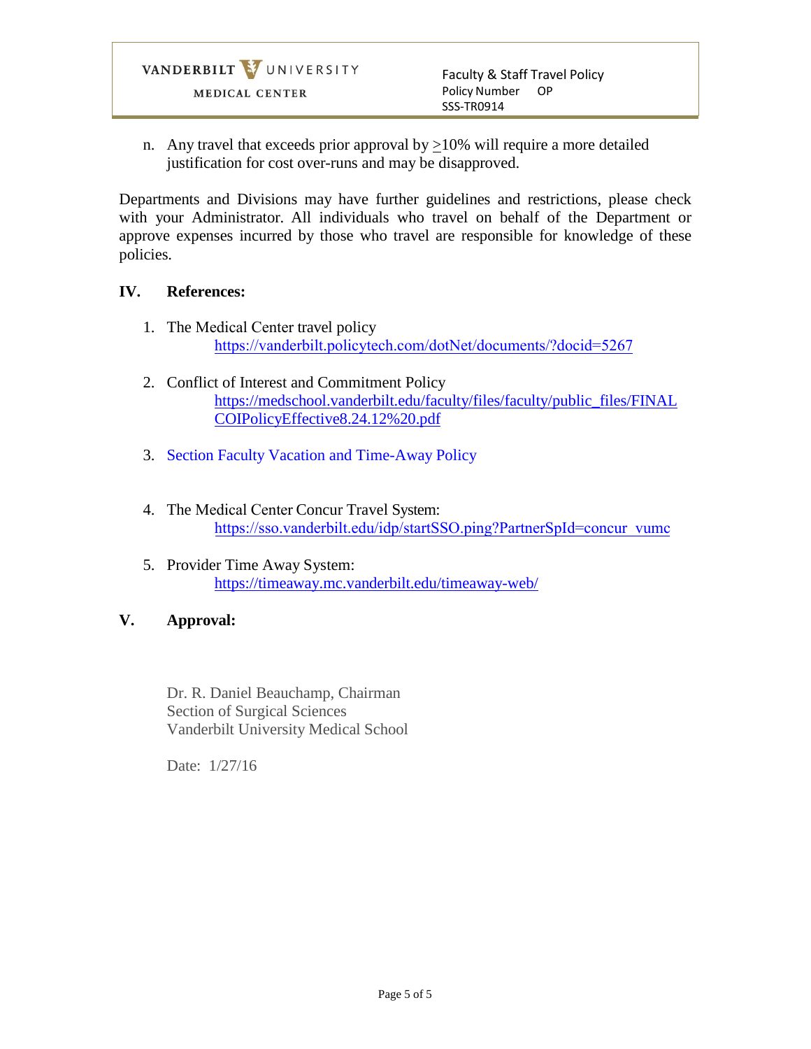n. Any travel that exceeds prior approval by ≥10% will require a more detailed justification for cost over-runs and may be disapproved.

Departments and Divisions may have further guidelines and restrictions, please check with your Administrator. All individuals who travel on behalf of the Department or approve expenses incurred by those who travel are responsible for knowledge of these policies.

## IV. References:

1. The Medical Center travel policy
   https://vanderbilt.policytech.com/dotNet/documents/?docid=5267

2. Conflict of Interest and Commitment Policy
   https://medschool.vanderbilt.edu/faculty/files/faculty/public_files/FINALCOIPolicyEffective8.24.12%20.pdf

3. Section Faculty Vacation and Time-Away Policy

4. The Medical Center Concur Travel System:
   https://sso.vanderbilt.edu/idp/startSSO.ping?PartnerSpId=concur_vumc

5. Provider Time Away System:
   https://timeaway.mc.vanderbilt.edu/timeaway-web/

## V. Approval:

Dr. R. Daniel Beauchamp, Chairman
Section of Surgical Sciences
Vanderbilt University Medical School

Date: 1/27/16